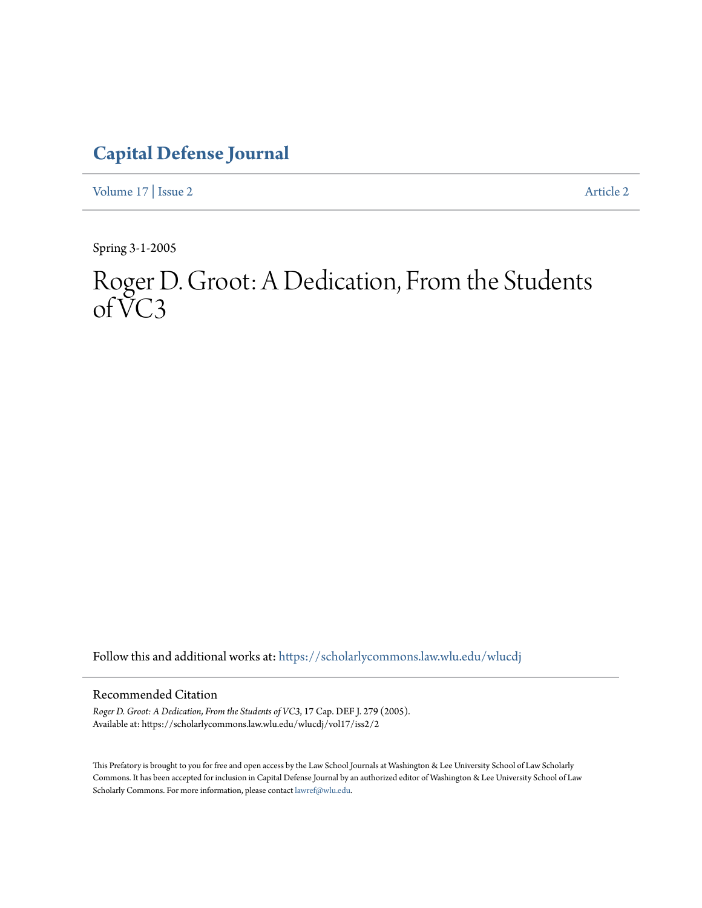# Capital Defense Journal

Volume 17 | Issue 2 Article 2

Spring 3-1-2005

# Roger D. Groot: A Dedication, From the Students of VC3

Follow this and additional works at: https://scholarlycommons.law.wlu.edu/wlucdj

## Recommended Citation

*Roger D. Groot: A Dedication, From the Students of VC3*, 17 Cap. DEF J. 279 (2005).
Available at: https://scholarlycommons.law.wlu.edu/wlucdj/vol17/iss2/2

This Prefatory is brought to you for free and open access by the Law School Journals at Washington & Lee University School of Law Scholarly Commons. It has been accepted for inclusion in Capital Defense Journal by an authorized editor of Washington & Lee University School of Law Scholarly Commons. For more information, please contact lawref@wlu.edu.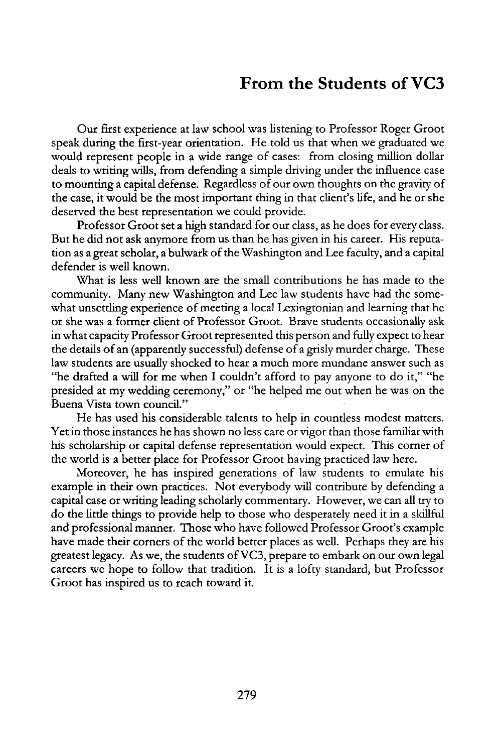## From the Students of VC3

Our first experience at law school was listening to Professor Roger Groot speak during the first-year orientation. He told us that when we graduated we would represent people in a wide range of cases: from closing million dollar deals to writing wills, from defending a simple driving under the influence case to mounting a capital defense. Regardless of our own thoughts on the gravity of the case, it would be the most important thing in that client's life, and he or she deserved the best representation we could provide.

Professor Groot set a high standard for our class, as he does for every class. But he did not ask anymore from us than he has given in his career. His reputation as a great scholar, a bulwark of the Washington and Lee faculty, and a capital defender is well known.

What is less well known are the small contributions he has made to the community. Many new Washington and Lee law students have had the somewhat unsettling experience of meeting a local Lexingtonian and learning that he or she was a former client of Professor Groot. Brave students occasionally ask in what capacity Professor Groot represented this person and fully expect to hear the details of an (apparently successful) defense of a grisly murder charge. These law students are usually shocked to hear a much more mundane answer such as "he drafted a will for me when I couldn't afford to pay anyone to do it," "he presided at my wedding ceremony," or "he helped me out when he was on the Buena Vista town council."

He has used his considerable talents to help in countless modest matters. Yet in those instances he has shown no less care or vigor than those familiar with his scholarship or capital defense representation would expect. This corner of the world is a better place for Professor Groot having practiced law here.

Moreover, he has inspired generations of law students to emulate his example in their own practices. Not everybody will contribute by defending a capital case or writing leading scholarly commentary. However, we can all try to do the little things to provide help to those who desperately need it in a skillful and professional manner. Those who have followed Professor Groot's example have made their corners of the world better places as well. Perhaps they are his greatest legacy. As we, the students of VC3, prepare to embark on our own legal careers we hope to follow that tradition. It is a lofty standard, but Professor Groot has inspired us to reach toward it.